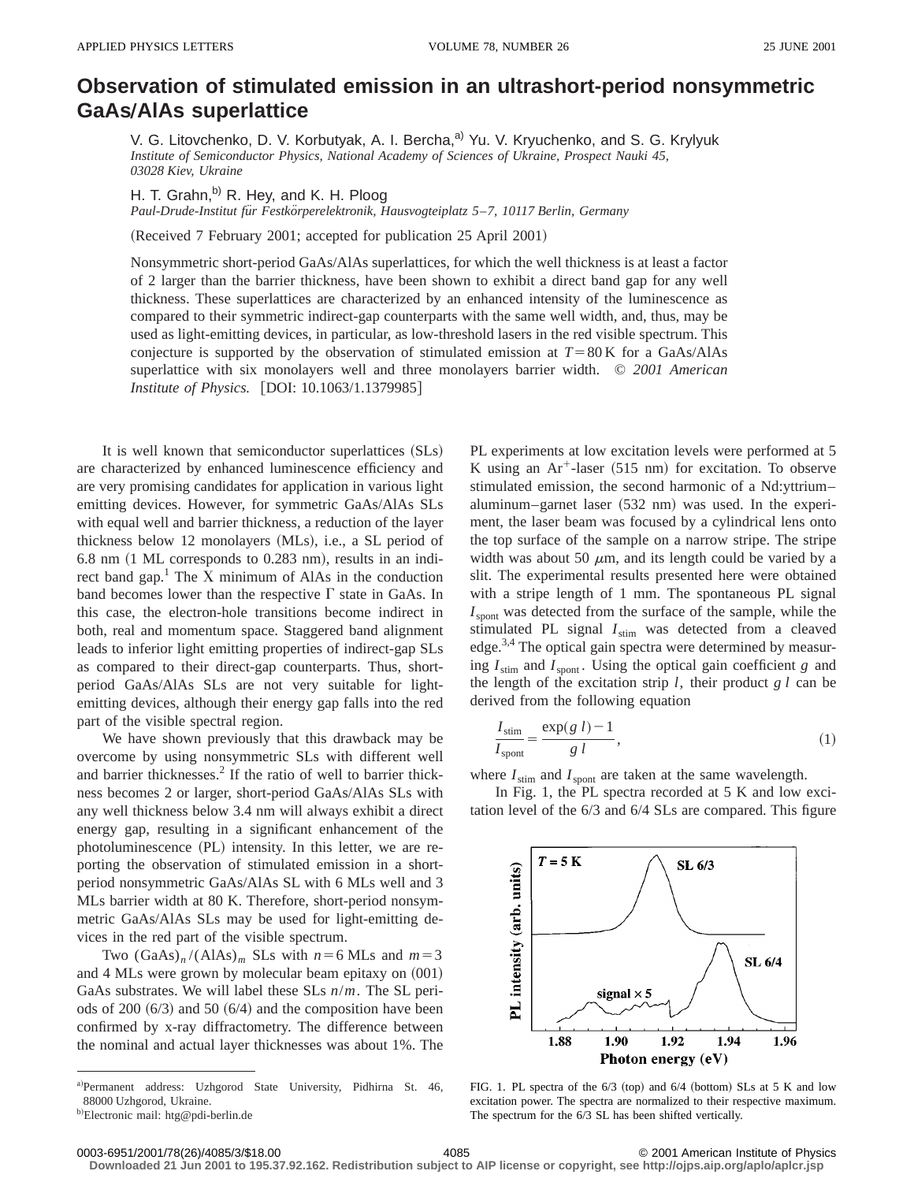# Observation of stimulated emission in an ultrashort-period nonsymmetric GaAs/AlAs superlattice

V. G. Litovchenko, D. V. Korbutyak, A. I. Bercha,[a] Yu. V. Kryuchenko, and S. G. Krylyuk
*Institute of Semiconductor Physics, National Academy of Sciences of Ukraine, Prospect Nauki 45, 03028 Kiev, Ukraine*

H. T. Grahn,[b] R. Hey, and K. H. Ploog
*Paul-Drude-Institut für Festkörperelektronik, Hausvogteiplatz 5–7, 10117 Berlin, Germany*

(Received 7 February 2001; accepted for publication 25 April 2001)

Nonsymmetric short-period GaAs/AlAs superlattices, for which the well thickness is at least a factor of 2 larger than the barrier thickness, have been shown to exhibit a direct band gap for any well thickness. These superlattices are characterized by an enhanced intensity of the luminescence as compared to their symmetric indirect-gap counterparts with the same well width, and, thus, may be used as light-emitting devices, in particular, as low-threshold lasers in the red visible spectrum. This conjecture is supported by the observation of stimulated emission at $T = 80$ K for a GaAs/AlAs superlattice with six monolayers well and three monolayers barrier width. © *2001 American Institute of Physics.* [DOI: 10.1063/1.1379985]

It is well known that semiconductor superlattices (SLs) are characterized by enhanced luminescence efficiency and are very promising candidates for application in various light emitting devices. However, for symmetric GaAs/AlAs SLs with equal well and barrier thickness, a reduction of the layer thickness below 12 monolayers (MLs), i.e., a SL period of 6.8 nm (1 ML corresponds to 0.283 nm), results in an indirect band gap.[1] The X minimum of AlAs in the conduction band becomes lower than the respective Γ state in GaAs. In this case, the electron-hole transitions become indirect in both, real and momentum space. Staggered band alignment leads to inferior light emitting properties of indirect-gap SLs as compared to their direct-gap counterparts. Thus, short-period GaAs/AlAs SLs are not very suitable for light-emitting devices, although their energy gap falls into the red part of the visible spectral region.

We have shown previously that this drawback may be overcome by using nonsymmetric SLs with different well and barrier thicknesses.[2] If the ratio of well to barrier thickness becomes 2 or larger, short-period GaAs/AlAs SLs with any well thickness below 3.4 nm will always exhibit a direct energy gap, resulting in a significant enhancement of the photoluminescence (PL) intensity. In this letter, we are reporting the observation of stimulated emission in a short-period nonsymmetric GaAs/AlAs SL with 6 MLs well and 3 MLs barrier width at 80 K. Therefore, short-period nonsymmetric GaAs/AlAs SLs may be used for light-emitting devices in the red part of the visible spectrum.

Two $(\mathrm{GaAs})_n/(\mathrm{AlAs})_m$ SLs with $n = 6$ MLs and $m = 3$ and 4 MLs were grown by molecular beam epitaxy on (001) GaAs substrates. We will label these SLs $n/m$. The SL periods of 200 (6/3) and 50 (6/4) and the composition have been confirmed by x-ray diffractometry. The difference between the nominal and actual layer thicknesses was about 1%. The PL experiments at low excitation levels were performed at 5 K using an $\mathrm{Ar}^+$-laser (515 nm) for excitation. To observe stimulated emission, the second harmonic of a Nd:yttrium–aluminum–garnet laser (532 nm) was used. In the experiment, the laser beam was focused by a cylindrical lens onto the top surface of the sample on a narrow stripe. The stripe width was about 50 μm, and its length could be varied by a slit. The experimental results presented here were obtained with a stripe length of 1 mm. The spontaneous PL signal $I_{\mathrm{spont}}$ was detected from the surface of the sample, while the stimulated PL signal $I_{\mathrm{stim}}$ was detected from a cleaved edge.[3,4] The optical gain spectra were determined by measuring $I_{\mathrm{stim}}$ and $I_{\mathrm{spont}}$. Using the optical gain coefficient $g$ and the length of the excitation strip $l$, their product $g\,l$ can be derived from the following equation

$$\frac{I_{\mathrm{stim}}}{I_{\mathrm{spont}}} = \frac{\exp(g\,l) - 1}{g\,l}, \tag{1}$$

where $I_{\mathrm{stim}}$ and $I_{\mathrm{spont}}$ are taken at the same wavelength.

In Fig. 1, the PL spectra recorded at 5 K and low excitation level of the 6/3 and 6/4 SLs are compared. This figure

FIG. 1. PL spectra of the 6/3 (top) and 6/4 (bottom) SLs at 5 K and low excitation power. The spectra are normalized to their respective maximum. The spectrum for the 6/3 SL has been shifted vertically.

---

[a] Permanent address: Uzhgorod State University, Pidhirna St. 46, 88000 Uzhgorod, Ukraine.

[b] Electronic mail: htg@pdi-berlin.de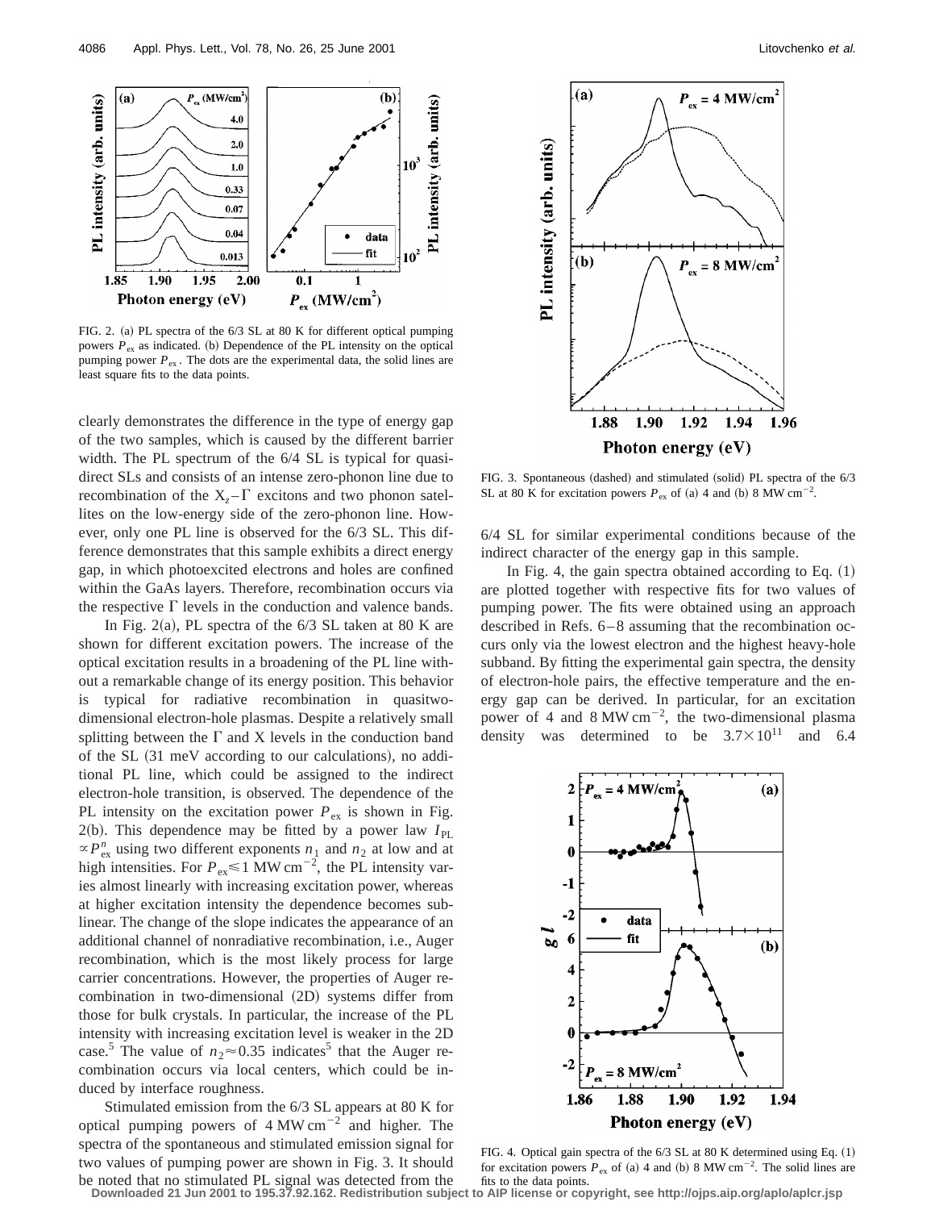FIG. 2. (a) PL spectra of the 6/3 SL at 80 K for different optical pumping powers $P_{ex}$ as indicated. (b) Dependence of the PL intensity on the optical pumping power $P_{ex}$. The dots are the experimental data, the solid lines are least square fits to the data points.

clearly demonstrates the difference in the type of energy gap of the two samples, which is caused by the different barrier width. The PL spectrum of the 6/4 SL is typical for quasidirect SLs and consists of an intense zero-phonon line due to recombination of the $X_z-\Gamma$ excitons and two phonon satellites on the low-energy side of the zero-phonon line. However, only one PL line is observed for the 6/3 SL. This difference demonstrates that this sample exhibits a direct energy gap, in which photoexcited electrons and holes are confined within the GaAs layers. Therefore, recombination occurs via the respective $\Gamma$ levels in the conduction and valence bands.

In Fig. 2(a), PL spectra of the 6/3 SL taken at 80 K are shown for different excitation powers. The increase of the optical excitation results in a broadening of the PL line without a remarkable change of its energy position. This behavior is typical for radiative recombination in quasitwo-dimensional electron-hole plasmas. Despite a relatively small splitting between the $\Gamma$ and X levels in the conduction band of the SL (31 meV according to our calculations), no additional PL line, which could be assigned to the indirect electron-hole transition, is observed. The dependence of the PL intensity on the excitation power $P_{ex}$ is shown in Fig. 2(b). This dependence may be fitted by a power law $I_{PL} \propto P_{ex}^{n}$ using two different exponents $n_1$ and $n_2$ at low and at high intensities. For $P_{ex} \lesssim 1\ \mathrm{MW\,cm^{-2}}$, the PL intensity varies almost linearly with increasing excitation power, whereas at higher excitation intensity the dependence becomes sublinear. The change of the slope indicates the appearance of an additional channel of nonradiative recombination, i.e., Auger recombination, which is the most likely process for large carrier concentrations. However, the properties of Auger recombination in two-dimensional (2D) systems differ from those for bulk crystals. In particular, the increase of the PL intensity with increasing excitation level is weaker in the 2D case.[5] The value of $n_2 \approx 0.35$ indicates[5] that the Auger recombination occurs via local centers, which could be induced by interface roughness.

Stimulated emission from the 6/3 SL appears at 80 K for optical pumping powers of $4\ \mathrm{MW\,cm^{-2}}$ and higher. The spectra of the spontaneous and stimulated emission signal for two values of pumping power are shown in Fig. 3. It should be noted that no stimulated PL signal was detected from the 6/4 SL for similar experimental conditions because of the indirect character of the energy gap in this sample.

FIG. 3. Spontaneous (dashed) and stimulated (solid) PL spectra of the 6/3 SL at 80 K for excitation powers $P_{ex}$ of (a) 4 and (b) $8\ \mathrm{MW\,cm^{-2}}$.

In Fig. 4, the gain spectra obtained according to Eq. (1) are plotted together with respective fits for two values of pumping power. The fits were obtained using an approach described in Refs. 6–8 assuming that the recombination occurs only via the lowest electron and the highest heavy-hole subband. By fitting the experimental gain spectra, the density of electron-hole pairs, the effective temperature and the energy gap can be derived. In particular, for an excitation power of 4 and $8\ \mathrm{MW\,cm^{-2}}$, the two-dimensional plasma density was determined to be $3.7\times10^{11}$ and 6.4

FIG. 4. Optical gain spectra of the 6/3 SL at 80 K determined using Eq. (1) for excitation powers $P_{ex}$ of (a) 4 and (b) $8\ \mathrm{MW\,cm^{-2}}$. The solid lines are fits to the data points.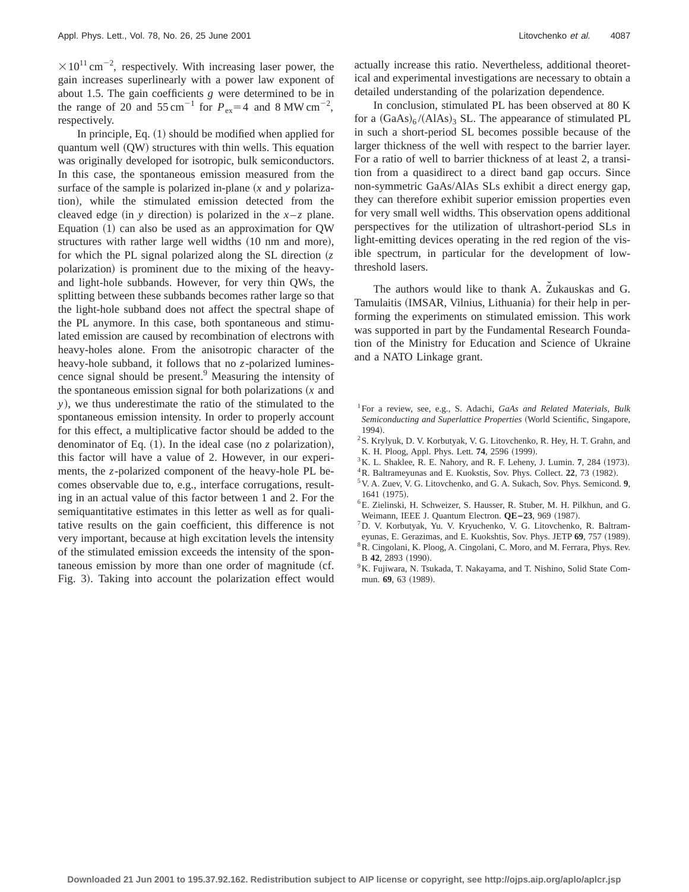$\times 10^{11}\,\mathrm{cm}^{-2}$, respectively. With increasing laser power, the gain increases superlinearly with a power law exponent of about 1.5. The gain coefficients $g$ were determined to be in the range of 20 and $55\,\mathrm{cm}^{-1}$ for $P_{\mathrm{ex}}=4$ and $8\,\mathrm{MW\,cm}^{-2}$, respectively.

In principle, Eq. (1) should be modified when applied for quantum well (QW) structures with thin wells. This equation was originally developed for isotropic, bulk semiconductors. In this case, the spontaneous emission measured from the surface of the sample is polarized in-plane ($x$ and $y$ polarization), while the stimulated emission detected from the cleaved edge (in $y$ direction) is polarized in the $x-z$ plane. Equation (1) can also be used as an approximation for QW structures with rather large well widths (10 nm and more), for which the PL signal polarized along the SL direction ($z$ polarization) is prominent due to the mixing of the heavy- and light-hole subbands. However, for very thin QWs, the splitting between these subbands becomes rather large so that the light-hole subband does not affect the spectral shape of the PL anymore. In this case, both spontaneous and stimulated emission are caused by recombination of electrons with heavy-holes alone. From the anisotropic character of the heavy-hole subband, it follows that no $z$-polarized luminescence signal should be present.[9] Measuring the intensity of the spontaneous emission signal for both polarizations ($x$ and $y$), we thus underestimate the ratio of the stimulated to the spontaneous emission intensity. In order to properly account for this effect, a multiplicative factor should be added to the denominator of Eq. (1). In the ideal case (no $z$ polarization), this factor will have a value of 2. However, in our experiments, the $z$-polarized component of the heavy-hole PL becomes observable due to, e.g., interface corrugations, resulting in an actual value of this factor between 1 and 2. For the semiquantitative estimates in this letter as well as for qualitative results on the gain coefficient, this difference is not very important, because at high excitation levels the intensity of the stimulated emission exceeds the intensity of the spontaneous emission by more than one order of magnitude (cf. Fig. 3). Taking into account the polarization effect would actually increase this ratio. Nevertheless, additional theoretical and experimental investigations are necessary to obtain a detailed understanding of the polarization dependence.

In conclusion, stimulated PL has been observed at 80 K for a $(\mathrm{GaAs})_6/(\mathrm{AlAs})_3$ SL. The appearance of stimulated PL in such a short-period SL becomes possible because of the larger thickness of the well with respect to the barrier layer. For a ratio of well to barrier thickness of at least 2, a transition from a quasidirect to a direct band gap occurs. Since non-symmetric GaAs/AlAs SLs exhibit a direct energy gap, they can therefore exhibit superior emission properties even for very small well widths. This observation opens additional perspectives for the utilization of ultrashort-period SLs in light-emitting devices operating in the red region of the visible spectrum, in particular for the development of low-threshold lasers.

The authors would like to thank A. Žukauskas and G. Tamulaitis (IMSAR, Vilnius, Lithuania) for their help in performing the experiments on stimulated emission. This work was supported in part by the Fundamental Research Foundation of the Ministry for Education and Science of Ukraine and a NATO Linkage grant.

[1] For a review, see, e.g., S. Adachi, *GaAs and Related Materials, Bulk Semiconducting and Superlattice Properties* (World Scientific, Singapore, 1994).

[2] S. Krylyuk, D. V. Korbutyak, V. G. Litovchenko, R. Hey, H. T. Grahn, and K. H. Ploog, Appl. Phys. Lett. **74**, 2596 (1999).

[3] K. L. Shaklee, R. E. Nahory, and R. F. Leheny, J. Lumin. **7**, 284 (1973).

[4] R. Baltrameyunas and E. Kuokstis, Sov. Phys. Collect. **22**, 73 (1982).

[5] V. A. Zuev, V. G. Litovchenko, and G. A. Sukach, Sov. Phys. Semicond. **9**, 1641 (1975).

[6] E. Zielinski, H. Schweizer, S. Hausser, R. Stuber, M. H. Pilkhun, and G. Weimann, IEEE J. Quantum Electron. **QE–23**, 969 (1987).

[7] D. V. Korbutyak, Yu. V. Kryuchenko, V. G. Litovchenko, R. Baltrameyunas, E. Gerazimas, and E. Kuokshtis, Sov. Phys. JETP **69**, 757 (1989).

[8] R. Cingolani, K. Ploog, A. Cingolani, C. Moro, and M. Ferrara, Phys. Rev. B **42**, 2893 (1990).

[9] K. Fujiwara, N. Tsukada, T. Nakayama, and T. Nishino, Solid State Commun. **69**, 63 (1989).